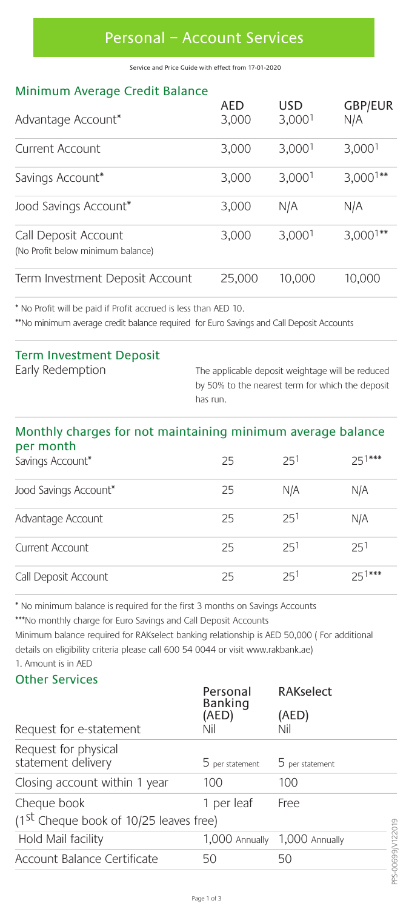# Personal – Account Services

Service and Price Guide with effect from 17-01-2020

## Minimum Average Credit Balance

| | AED | USD | GBP/EUR |
|---|---|---|---|
| Advantage Account* | 3,000 | 3,000[1] | N/A |
| Current Account | 3,000 | 3,000[1] | 3,000[1] |
| Savings Account* | 3,000 | 3,000[1] | 3,000[1]** |
| Jood Savings Account* | 3,000 | N/A | N/A |
| Call Deposit Account (No Profit below minimum balance) | 3,000 | 3,000[1] | 3,000[1]** |
| Term Investment Deposit Account | 25,000 | 10,000 | 10,000 |

* No Profit will be paid if Profit accrued is less than AED 10.

**No minimum average credit balance required for Euro Savings and Call Deposit Accounts

## Term Investment Deposit

| | |
|---|---|
| Early Redemption | The applicable deposit weightage will be reduced by 50% to the nearest term for which the deposit has run. |

## Monthly charges for not maintaining minimum average balance per month

| | AED | USD | GBP/EUR |
|---|---|---|---|
| Savings Account* | 25 | 25[1] | 25[1]*** |
| Jood Savings Account* | 25 | N/A | N/A |
| Advantage Account | 25 | 25[1] | N/A |
| Current Account | 25 | 25[1] | 25[1] |
| Call Deposit Account | 25 | 25[1] | 25[1]*** |

* No minimum balance is required for the first 3 months on Savings Accounts

***No monthly charge for Euro Savings and Call Deposit Accounts

Minimum balance required for RAKselect banking relationship is AED 50,000 ( For additional details on eligibility criteria please call 600 54 0044 or visit www.rakbank.ae)

1. Amount is in AED

## Other Services

| | Personal Banking (AED) | RAKselect (AED) |
|---|---|---|
| Request for e-statement | Nil | Nil |
| Request for physical statement delivery | 5 per statement | 5 per statement |
| Closing account within 1 year | 100 | 100 |
| Cheque book (1st Cheque book of 10/25 leaves free) | 1 per leaf | Free |
| Hold Mail facility | 1,000 Annually | 1,000 Annually |
| Account Balance Certificate | 50 | 50 |

PPS-00699/V122019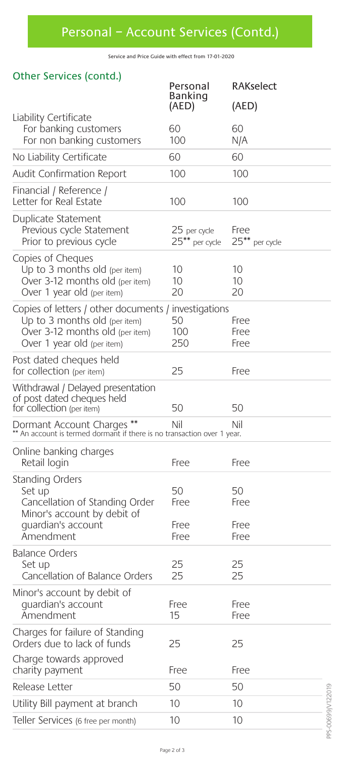# Personal – Account Services (Contd.)

Service and Price Guide with effect from 17-01-2020

## Other Services (contd.)

| | Personal Banking (AED) | RAKselect (AED) |
|---|---|---|
| **Liability Certificate** | | |
| For banking customers | 60 | 60 |
| For non banking customers | 100 | N/A |
| No Liability Certificate | 60 | 60 |
| Audit Confirmation Report | 100 | 100 |
| Financial / Reference / Letter for Real Estate | 100 | 100 |
| **Duplicate Statement** | | |
| Previous cycle Statement | 25 per cycle | Free |
| Prior to previous cycle | 25** per cycle | 25** per cycle |
| **Copies of Cheques** | | |
| Up to 3 months old (per item) | 10 | 10 |
| Over 3-12 months old (per item) | 10 | 10 |
| Over 1 year old (per item) | 20 | 20 |
| **Copies of letters / other documents / investigations** | | |
| Up to 3 months old (per item) | 50 | Free |
| Over 3-12 months old (per item) | 100 | Free |
| Over 1 year old (per item) | 250 | Free |
| Post dated cheques held for collection (per item) | 25 | Free |
| Withdrawal / Delayed presentation of post dated cheques held for collection (per item) | 50 | 50 |
| Dormant Account Charges ** | Nil | Nil |
| **Online banking charges** | | |
| Retail login | Free | Free |
| **Standing Orders** | | |
| Set up | 50 | 50 |
| Cancellation of Standing Order | Free | Free |
| Minor's account by debit of guardian's account | Free | Free |
| Amendment | Free | Free |
| **Balance Orders** | | |
| Set up | 25 | 25 |
| Cancellation of Balance Orders | 25 | 25 |
| Minor's account by debit of guardian's account | Free | Free |
| Amendment | 15 | Free |
| Charges for failure of Standing Orders due to lack of funds | 25 | 25 |
| Charge towards approved charity payment | Free | Free |
| Release Letter | 50 | 50 |
| Utility Bill payment at branch | 10 | 10 |
| Teller Services (6 free per month) | 10 | 10 |

** An account is termed dormant if there is no transaction over 1 year.

PPS-00699/V122019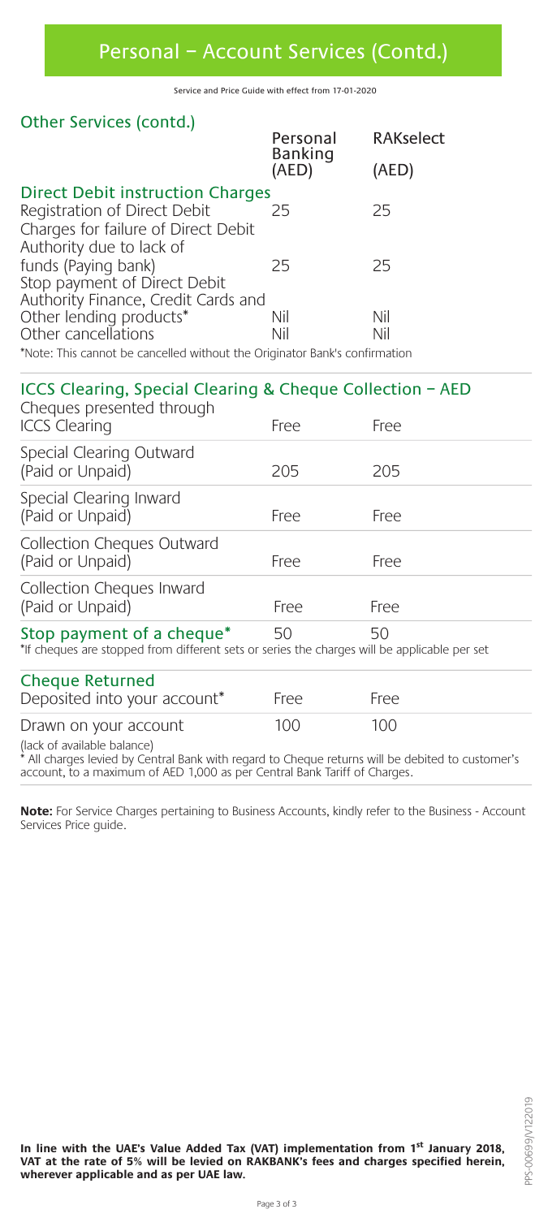# Personal – Account Services (Contd.)

Service and Price Guide with effect from 17-01-2020

## Other Services (contd.)

| | Personal Banking (AED) | RAKselect (AED) |
|---|---|---|
| **Direct Debit instruction Charges** | | |
| Registration of Direct Debit | 25 | 25 |
| Charges for failure of Direct Debit Authority due to lack of funds (Paying bank) | 25 | 25 |
| Stop payment of Direct Debit Authority Finance, Credit Cards and Other lending products* | Nil | Nil |
| Other cancellations | Nil | Nil |

*Note: This cannot be cancelled without the Originator Bank's confirmation

## ICCS Clearing, Special Clearing & Cheque Collection – AED

| | Personal Banking (AED) | RAKselect (AED) |
|---|---|---|
| Cheques presented through ICCS Clearing | Free | Free |
| Special Clearing Outward (Paid or Unpaid) | 205 | 205 |
| Special Clearing Inward (Paid or Unpaid) | Free | Free |
| Collection Cheques Outward (Paid or Unpaid) | Free | Free |
| Collection Cheques Inward (Paid or Unpaid) | Free | Free |
| **Stop payment of a cheque*** | 50 | 50 |

*If cheques are stopped from different sets or series the charges will be applicable per set

| | Personal Banking (AED) | RAKselect (AED) |
|---|---|---|
| **Cheque Returned** | | |
| Deposited into your account* | Free | Free |
| Drawn on your account (lack of available balance) | 100 | 100 |

* All charges levied by Central Bank with regard to Cheque returns will be debited to customer's account, to a maximum of AED 1,000 as per Central Bank Tariff of Charges.

**Note:** For Service Charges pertaining to Business Accounts, kindly refer to the Business - Account Services Price guide.

**In line with the UAE's Value Added Tax (VAT) implementation from 1st January 2018, VAT at the rate of 5% will be levied on RAKBANK's fees and charges specified herein, wherever applicable and as per UAE law.**

PPS-00699/V122019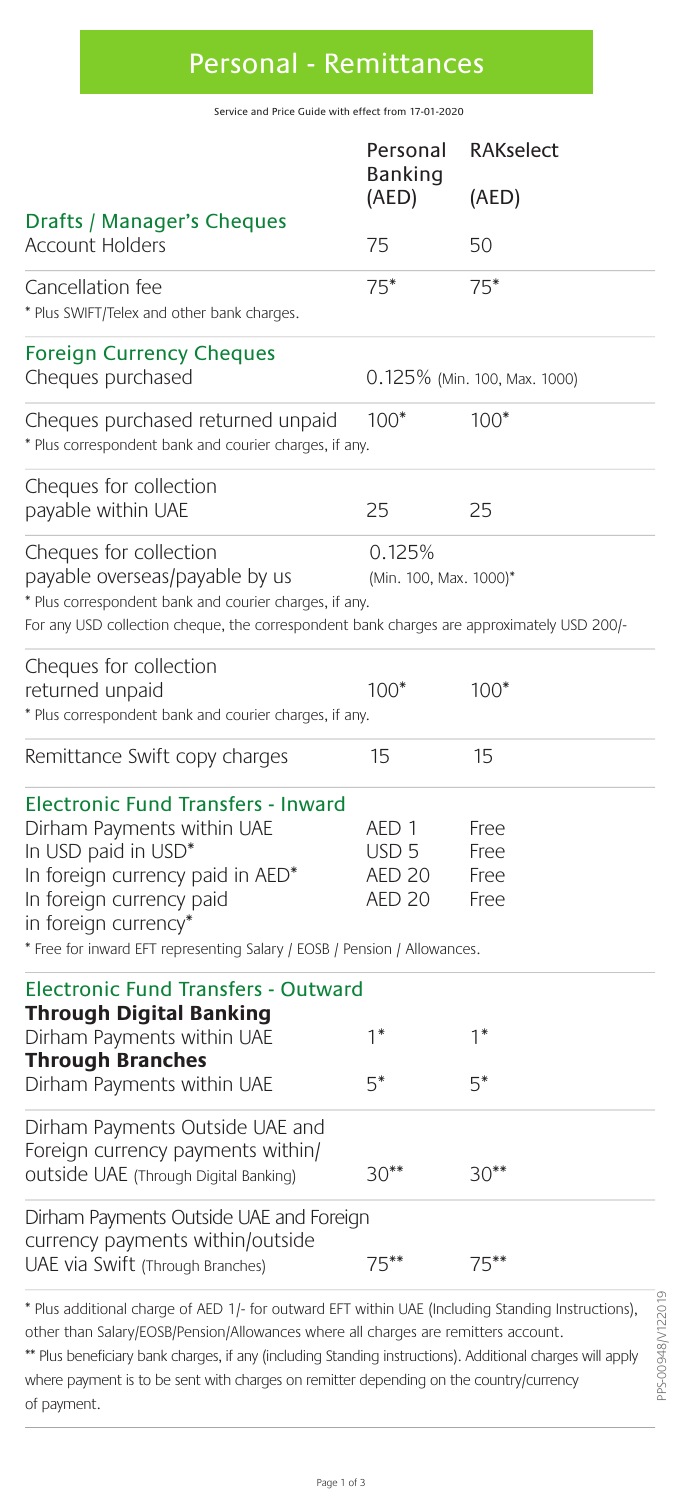# Personal - Remittances

Service and Price Guide with effect from 17-01-2020

| | Personal Banking (AED) | RAKselect (AED) |
|---|---|---|
| **Drafts / Manager's Cheques** | | |
| Account Holders | 75 | 50 |
| Cancellation fee | 75* | 75* |
| * Plus SWIFT/Telex and other bank charges. | | |
| **Foreign Currency Cheques** | | |
| Cheques purchased | 0.125% (Min. 100, Max. 1000) | |
| Cheques purchased returned unpaid | 100* | 100* |
| * Plus correspondent bank and courier charges, if any. | | |
| Cheques for collection payable within UAE | 25 | 25 |
| Cheques for collection payable overseas/payable by us | 0.125% (Min. 100, Max. 1000)* | |
| * Plus correspondent bank and courier charges, if any. For any USD collection cheque, the correspondent bank charges are approximately USD 200/- | | |
| Cheques for collection returned unpaid | 100* | 100* |
| * Plus correspondent bank and courier charges, if any. | | |
| Remittance Swift copy charges | 15 | 15 |
| **Electronic Fund Transfers - Inward** | | |
| Dirham Payments within UAE | AED 1 | Free |
| In USD paid in USD* | USD 5 | Free |
| In foreign currency paid in AED* | AED 20 | Free |
| In foreign currency paid in foreign currency* | AED 20 | Free |
| * Free for inward EFT representing Salary / EOSB / Pension / Allowances. | | |
| **Electronic Fund Transfers - Outward** | | |
| **Through Digital Banking** | | |
| Dirham Payments within UAE | 1* | 1* |
| **Through Branches** | | |
| Dirham Payments within UAE | 5* | 5* |
| Dirham Payments Outside UAE and Foreign currency payments within/outside UAE (Through Digital Banking) | 30** | 30** |
| Dirham Payments Outside UAE and Foreign currency payments within/outside UAE via Swift (Through Branches) | 75** | 75** |

* Plus additional charge of AED 1/- for outward EFT within UAE (Including Standing Instructions), other than Salary/EOSB/Pension/Allowances where all charges are remitters account.

** Plus beneficiary bank charges, if any (including Standing instructions). Additional charges will apply where payment is to be sent with charges on remitter depending on the country/currency of payment.

PPS-00948/V122019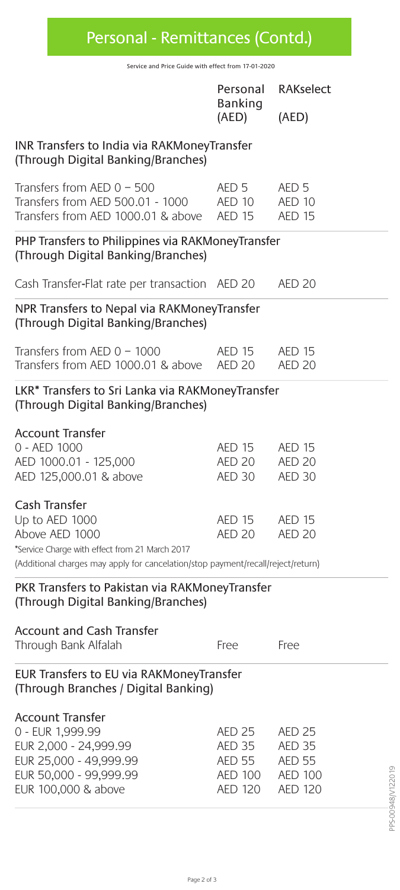# Personal - Remittances (Contd.)

Service and Price Guide with effect from 17-01-2020

| | Personal Banking (AED) | RAKselect (AED) |
|---|---|---|
| **INR Transfers to India via RAKMoneyTransfer (Through Digital Banking/Branches)** | | |
| Transfers from AED 0 – 500 | AED 5 | AED 5 |
| Transfers from AED 500.01 - 1000 | AED 10 | AED 10 |
| Transfers from AED 1000.01 & above | AED 15 | AED 15 |
| **PHP Transfers to Philippines via RAKMoneyTransfer (Through Digital Banking/Branches)** | | |
| Cash Transfer-Flat rate per transaction | AED 20 | AED 20 |
| **NPR Transfers to Nepal via RAKMoneyTransfer (Through Digital Banking/Branches)** | | |
| Transfers from AED 0 – 1000 | AED 15 | AED 15 |
| Transfers from AED 1000.01 & above | AED 20 | AED 20 |
| **LKR* Transfers to Sri Lanka via RAKMoneyTransfer (Through Digital Banking/Branches)** | | |
| Account Transfer | | |
| 0 - AED 1000 | AED 15 | AED 15 |
| AED 1000.01 - 125,000 | AED 20 | AED 20 |
| AED 125,000.01 & above | AED 30 | AED 30 |
| Cash Transfer | | |
| Up to AED 1000 | AED 15 | AED 15 |
| Above AED 1000 | AED 20 | AED 20 |

*Service Charge with effect from 21 March 2017

(Additional charges may apply for cancelation/stop payment/recall/reject/return)

| | Personal Banking (AED) | RAKselect (AED) |
|---|---|---|
| **PKR Transfers to Pakistan via RAKMoneyTransfer (Through Digital Banking/Branches)** | | |
| Account and Cash Transfer | | |
| Through Bank Alfalah | Free | Free |
| **EUR Transfers to EU via RAKMoneyTransfer (Through Branches / Digital Banking)** | | |
| Account Transfer | | |
| 0 - EUR 1,999.99 | AED 25 | AED 25 |
| EUR 2,000 - 24,999.99 | AED 35 | AED 35 |
| EUR 25,000 - 49,999.99 | AED 55 | AED 55 |
| EUR 50,000 - 99,999.99 | AED 100 | AED 100 |
| EUR 100,000 & above | AED 120 | AED 120 |

PPS-00948/V122019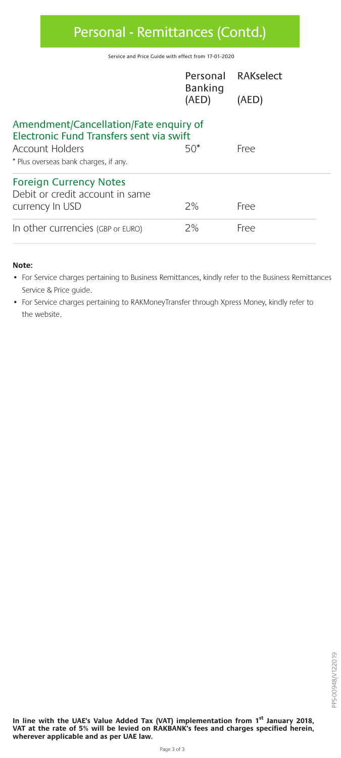# Personal - Remittances (Contd.)

Service and Price Guide with effect from 17-01-2020

| | Personal Banking (AED) | RAKselect (AED) |
|---|---|---|
| **Amendment/Cancellation/Fate enquiry of Electronic Fund Transfers sent via swift** | | |
| Account Holders | 50* | Free |
| * Plus overseas bank charges, if any. | | |
| **Foreign Currency Notes** | | |
| Debit or credit account in same currency In USD | 2% | Free |
| In other currencies (GBP or EURO) | 2% | Free |

**Note:**

- For Service charges pertaining to Business Remittances, kindly refer to the Business Remittances Service & Price guide.
- For Service charges pertaining to RAKMoneyTransfer through Xpress Money, kindly refer to the website.

PPS-00948/V122019

**In line with the UAE's Value Added Tax (VAT) implementation from 1st January 2018, VAT at the rate of 5% will be levied on RAKBANK's fees and charges specified herein, wherever applicable and as per UAE law.**